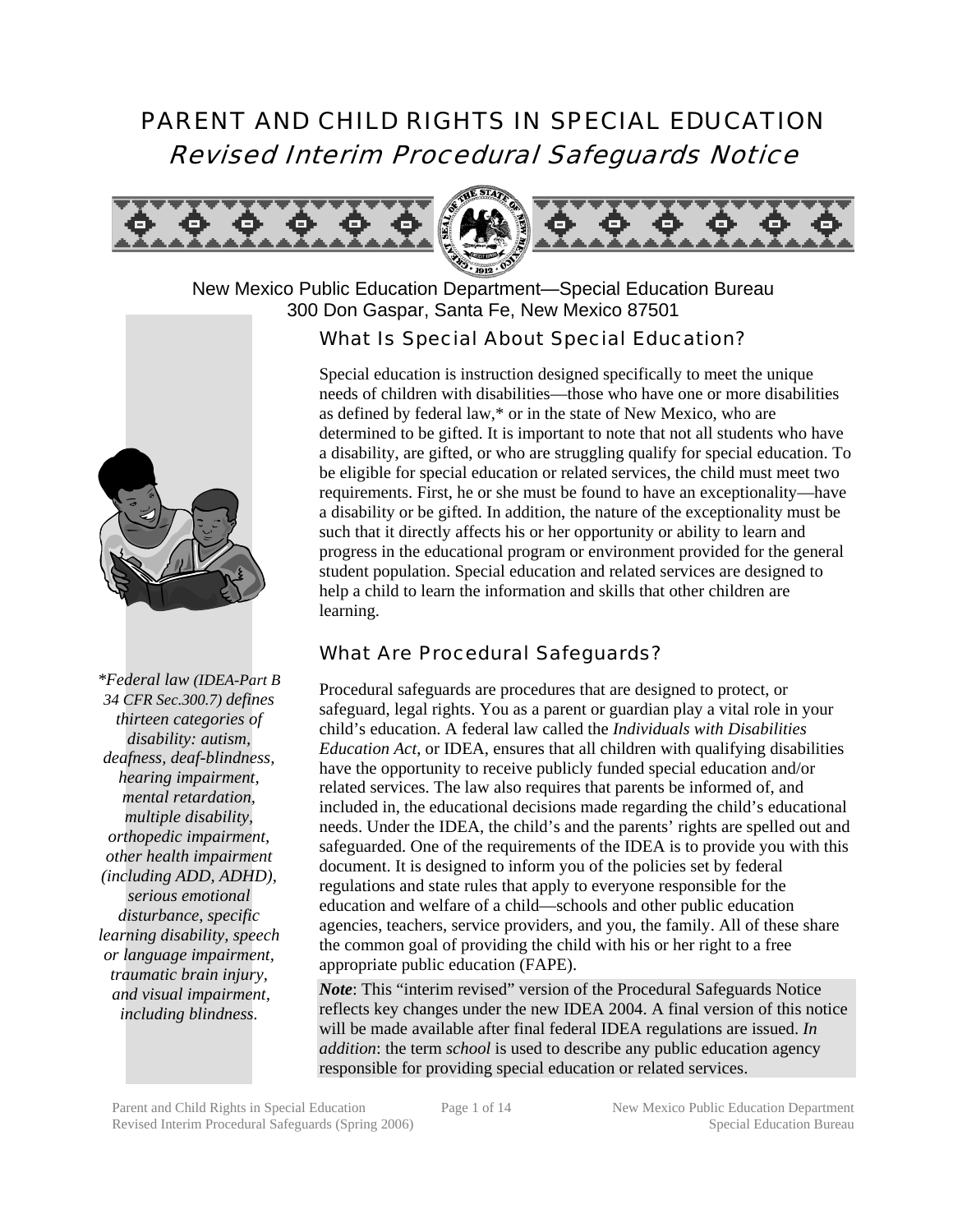# PARENT AND CHILD RIGHTS IN SPECIAL EDUCATION

## *Revised Interim Procedural Safeguards Notice*

New Mexico Public Education Department—Special Education Bureau
300 Don Gaspar, Santa Fe, New Mexico 87501

### What Is Special About Special Education?

Special education is instruction designed specifically to meet the unique needs of children with disabilities—those who have one or more disabilities as defined by federal law,* or in the state of New Mexico, who are determined to be gifted. It is important to note that not all students who have a disability, are gifted, or who are struggling qualify for special education. To be eligible for special education or related services, the child must meet two requirements. First, he or she must be found to have an exceptionality—have a disability or be gifted. In addition, the nature of the exceptionality must be such that it directly affects his or her opportunity or ability to learn and progress in the educational program or environment provided for the general student population. Special education and related services are designed to help a child to learn the information and skills that other children are learning.

### What Are Procedural Safeguards?

Procedural safeguards are procedures that are designed to protect, or safeguard, legal rights. You as a parent or guardian play a vital role in your child's education. A federal law called the *Individuals with Disabilities Education Act*, or IDEA, ensures that all children with qualifying disabilities have the opportunity to receive publicly funded special education and/or related services. The law also requires that parents be informed of, and included in, the educational decisions made regarding the child's educational needs. Under the IDEA, the child's and the parents' rights are spelled out and safeguarded. One of the requirements of the IDEA is to provide you with this document. It is designed to inform you of the policies set by federal regulations and state rules that apply to everyone responsible for the education and welfare of a child—schools and other public education agencies, teachers, service providers, and you, the family. All of these share the common goal of providing the child with his or her right to a free appropriate public education (FAPE).

***Note***: This "interim revised" version of the Procedural Safeguards Notice reflects key changes under the new IDEA 2004. A final version of this notice will be made available after final federal IDEA regulations are issued. *In addition*: the term *school* is used to describe any public education agency responsible for providing special education or related services.

*\*Federal law (IDEA-Part B 34 CFR Sec.300.7) defines thirteen categories of disability: autism, deafness, deaf-blindness, hearing impairment, mental retardation, multiple disability, orthopedic impairment, other health impairment (including ADD, ADHD), serious emotional disturbance, specific learning disability, speech or language impairment, traumatic brain injury, and visual impairment, including blindness.*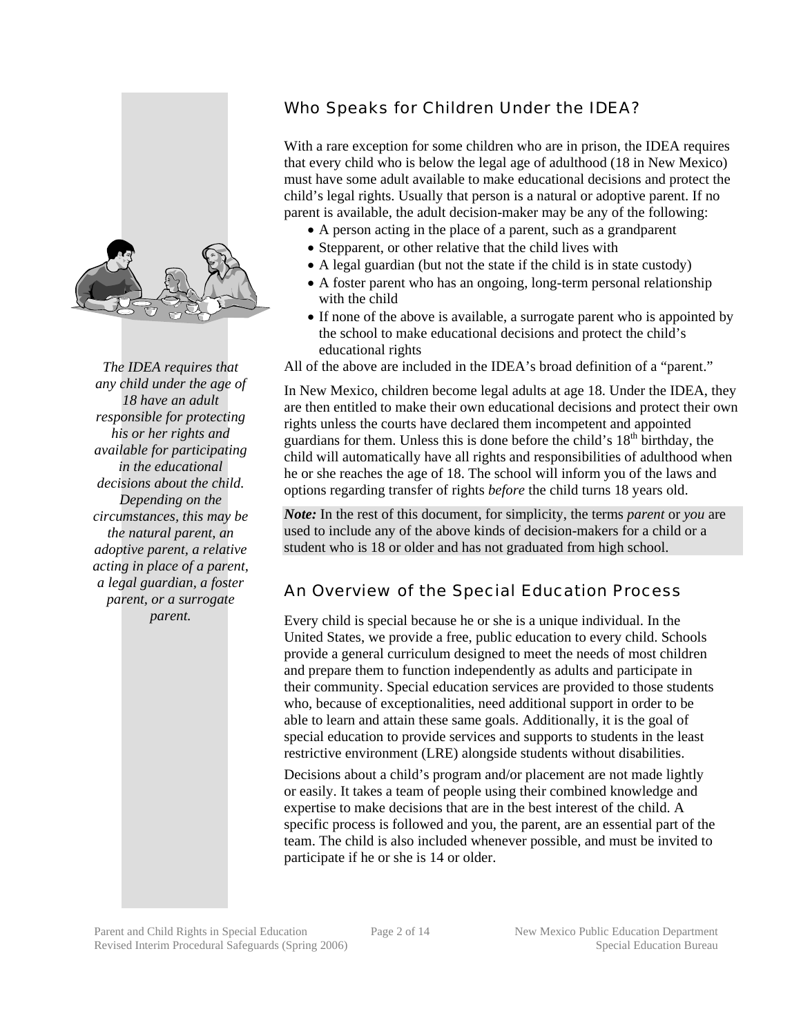## Who Speaks for Children Under the IDEA?

With a rare exception for some children who are in prison, the IDEA requires that every child who is below the legal age of adulthood (18 in New Mexico) must have some adult available to make educational decisions and protect the child's legal rights. Usually that person is a natural or adoptive parent. If no parent is available, the adult decision-maker may be any of the following:

- A person acting in the place of a parent, such as a grandparent
- Stepparent, or other relative that the child lives with
- A legal guardian (but not the state if the child is in state custody)
- A foster parent who has an ongoing, long-term personal relationship with the child
- If none of the above is available, a surrogate parent who is appointed by the school to make educational decisions and protect the child's educational rights

All of the above are included in the IDEA's broad definition of a "parent."

*The IDEA requires that any child under the age of 18 have an adult responsible for protecting his or her rights and available for participating in the educational decisions about the child. Depending on the circumstances, this may be the natural parent, an adoptive parent, a relative acting in place of a parent, a legal guardian, a foster parent, or a surrogate parent.*

In New Mexico, children become legal adults at age 18. Under the IDEA, they are then entitled to make their own educational decisions and protect their own rights unless the courts have declared them incompetent and appointed guardians for them. Unless this is done before the child's 18th birthday, the child will automatically have all rights and responsibilities of adulthood when he or she reaches the age of 18. The school will inform you of the laws and options regarding transfer of rights *before* the child turns 18 years old.

***Note:*** In the rest of this document, for simplicity, the terms *parent* or *you* are used to include any of the above kinds of decision-makers for a child or a student who is 18 or older and has not graduated from high school.

## An Overview of the Special Education Process

Every child is special because he or she is a unique individual. In the United States, we provide a free, public education to every child. Schools provide a general curriculum designed to meet the needs of most children and prepare them to function independently as adults and participate in their community. Special education services are provided to those students who, because of exceptionalities, need additional support in order to be able to learn and attain these same goals. Additionally, it is the goal of special education to provide services and supports to students in the least restrictive environment (LRE) alongside students without disabilities.

Decisions about a child's program and/or placement are not made lightly or easily. It takes a team of people using their combined knowledge and expertise to make decisions that are in the best interest of the child. A specific process is followed and you, the parent, are an essential part of the team. The child is also included whenever possible, and must be invited to participate if he or she is 14 or older.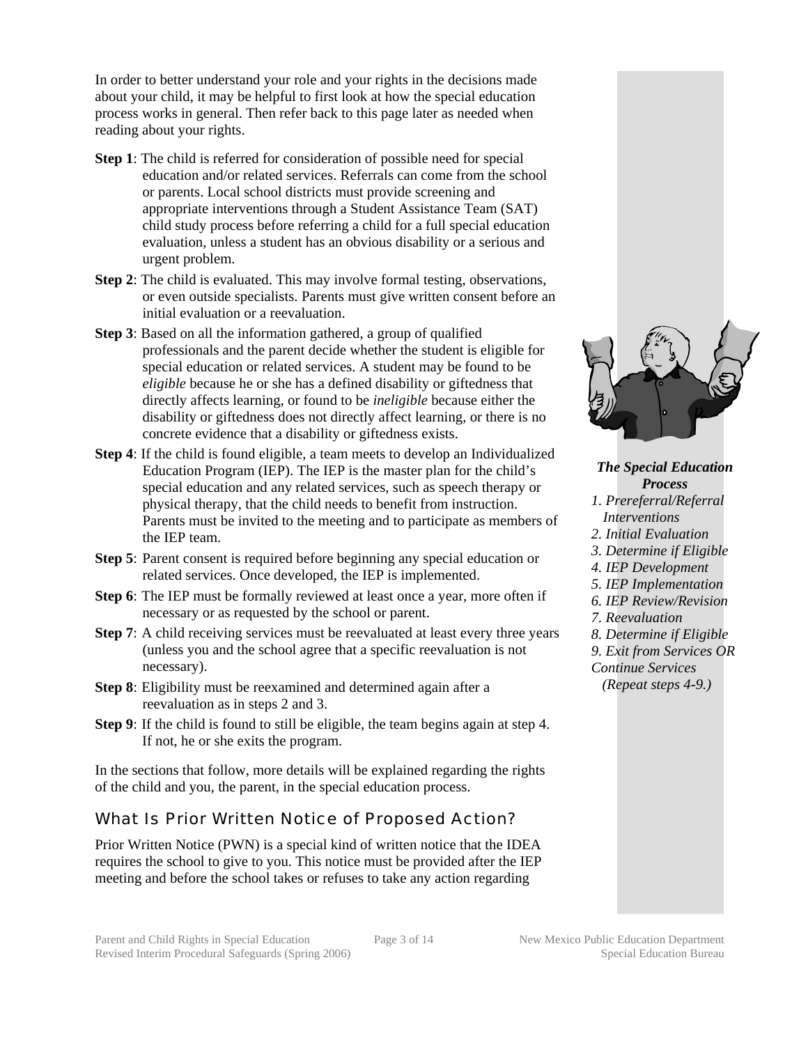In order to better understand your role and your rights in the decisions made about your child, it may be helpful to first look at how the special education process works in general. Then refer back to this page later as needed when reading about your rights.

**Step 1**: The child is referred for consideration of possible need for special education and/or related services. Referrals can come from the school or parents. Local school districts must provide screening and appropriate interventions through a Student Assistance Team (SAT) child study process before referring a child for a full special education evaluation, unless a student has an obvious disability or a serious and urgent problem.

**Step 2**: The child is evaluated. This may involve formal testing, observations, or even outside specialists. Parents must give written consent before an initial evaluation or a reevaluation.

**Step 3**: Based on all the information gathered, a group of qualified professionals and the parent decide whether the student is eligible for special education or related services. A student may be found to be *eligible* because he or she has a defined disability or giftedness that directly affects learning, or found to be *ineligible* because either the disability or giftedness does not directly affect learning, or there is no concrete evidence that a disability or giftedness exists.

**Step 4**: If the child is found eligible, a team meets to develop an Individualized Education Program (IEP). The IEP is the master plan for the child's special education and any related services, such as speech therapy or physical therapy, that the child needs to benefit from instruction. Parents must be invited to the meeting and to participate as members of the IEP team.

**Step 5**: Parent consent is required before beginning any special education or related services. Once developed, the IEP is implemented.

**Step 6**: The IEP must be formally reviewed at least once a year, more often if necessary or as requested by the school or parent.

**Step 7**: A child receiving services must be reevaluated at least every three years (unless you and the school agree that a specific reevaluation is not necessary).

**Step 8**: Eligibility must be reexamined and determined again after a reevaluation as in steps 2 and 3.

**Step 9**: If the child is found to still be eligible, the team begins again at step 4. If not, he or she exits the program.

In the sections that follow, more details will be explained regarding the rights of the child and you, the parent, in the special education process.

***The Special Education Process***

*1. Prereferral/Referral Interventions*
*2. Initial Evaluation*
*3. Determine if Eligible*
*4. IEP Development*
*5. IEP Implementation*
*6. IEP Review/Revision*
*7. Reevaluation*
*8. Determine if Eligible*
*9. Exit from Services OR Continue Services (Repeat steps 4-9.)*

## What Is Prior Written Notice of Proposed Action?

Prior Written Notice (PWN) is a special kind of written notice that the IDEA requires the school to give to you. This notice must be provided after the IEP meeting and before the school takes or refuses to take any action regarding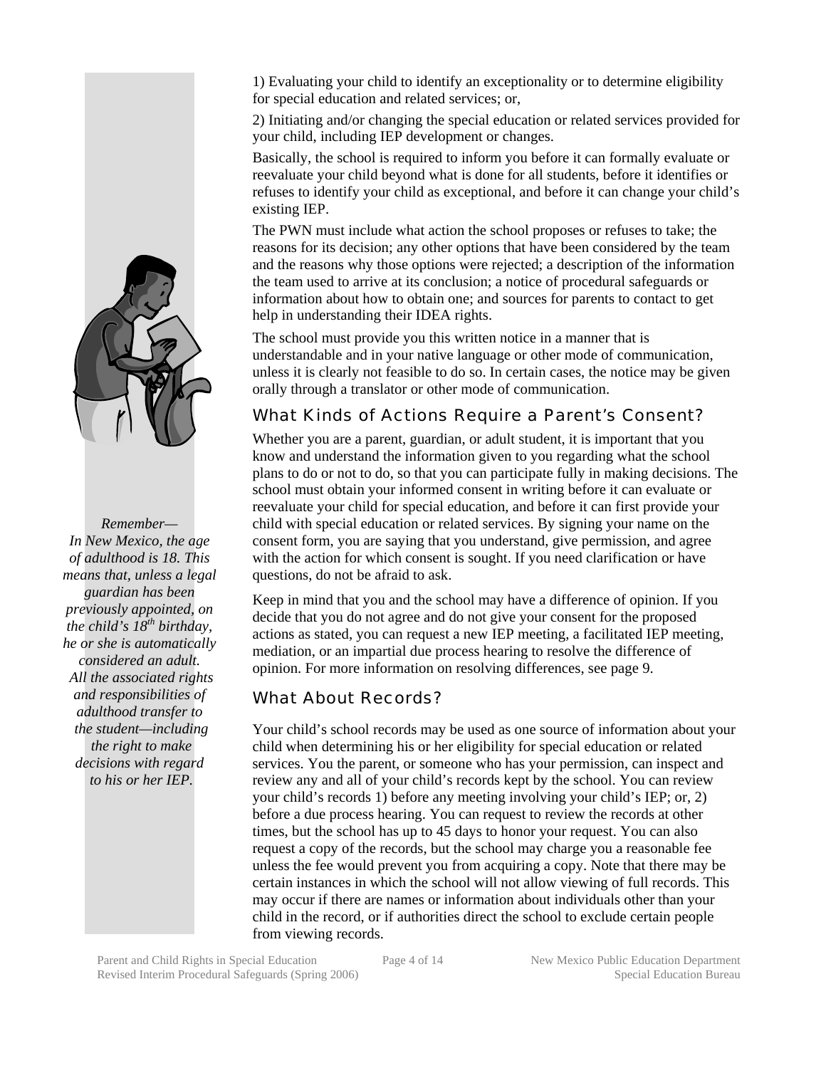1) Evaluating your child to identify an exceptionality or to determine eligibility for special education and related services; or,

2) Initiating and/or changing the special education or related services provided for your child, including IEP development or changes.

Basically, the school is required to inform you before it can formally evaluate or reevaluate your child beyond what is done for all students, before it identifies or refuses to identify your child as exceptional, and before it can change your child's existing IEP.

The PWN must include what action the school proposes or refuses to take; the reasons for its decision; any other options that have been considered by the team and the reasons why those options were rejected; a description of the information the team used to arrive at its conclusion; a notice of procedural safeguards or information about how to obtain one; and sources for parents to contact to get help in understanding their IDEA rights.

The school must provide you this written notice in a manner that is understandable and in your native language or other mode of communication, unless it is clearly not feasible to do so. In certain cases, the notice may be given orally through a translator or other mode of communication.

*Remember— In New Mexico, the age of adulthood is 18. This means that, unless a legal guardian has been previously appointed, on the child's 18th birthday, he or she is automatically considered an adult. All the associated rights and responsibilities of adulthood transfer to the student—including the right to make decisions with regard to his or her IEP.*

## What Kinds of Actions Require a Parent's Consent?

Whether you are a parent, guardian, or adult student, it is important that you know and understand the information given to you regarding what the school plans to do or not to do, so that you can participate fully in making decisions. The school must obtain your informed consent in writing before it can evaluate or reevaluate your child for special education, and before it can first provide your child with special education or related services. By signing your name on the consent form, you are saying that you understand, give permission, and agree with the action for which consent is sought. If you need clarification or have questions, do not be afraid to ask.

Keep in mind that you and the school may have a difference of opinion. If you decide that you do not agree and do not give your consent for the proposed actions as stated, you can request a new IEP meeting, a facilitated IEP meeting, mediation, or an impartial due process hearing to resolve the difference of opinion. For more information on resolving differences, see page 9.

## What About Records?

Your child's school records may be used as one source of information about your child when determining his or her eligibility for special education or related services. You the parent, or someone who has your permission, can inspect and review any and all of your child's records kept by the school. You can review your child's records 1) before any meeting involving your child's IEP; or, 2) before a due process hearing. You can request to review the records at other times, but the school has up to 45 days to honor your request. You can also request a copy of the records, but the school may charge you a reasonable fee unless the fee would prevent you from acquiring a copy. Note that there may be certain instances in which the school will not allow viewing of full records. This may occur if there are names or information about individuals other than your child in the record, or if authorities direct the school to exclude certain people from viewing records.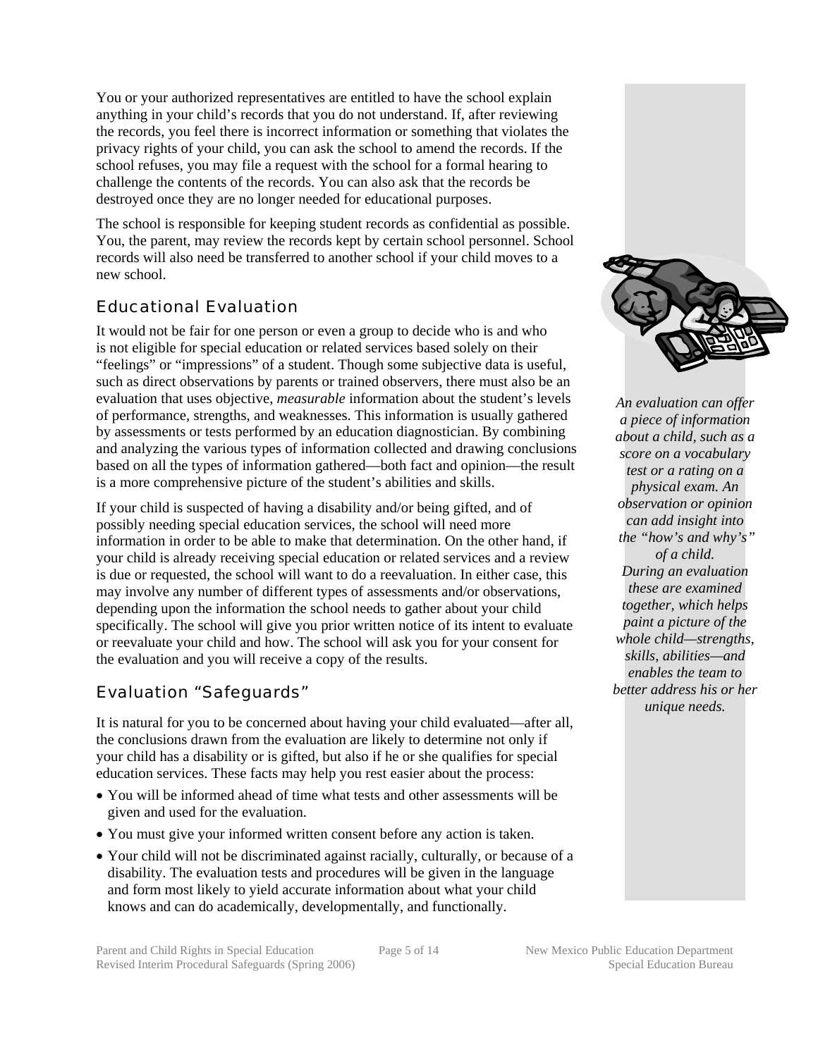You or your authorized representatives are entitled to have the school explain anything in your child's records that you do not understand. If, after reviewing the records, you feel there is incorrect information or something that violates the privacy rights of your child, you can ask the school to amend the records. If the school refuses, you may file a request with the school for a formal hearing to challenge the contents of the records. You can also ask that the records be destroyed once they are no longer needed for educational purposes.

The school is responsible for keeping student records as confidential as possible. You, the parent, may review the records kept by certain school personnel. School records will also need be transferred to another school if your child moves to a new school.

## Educational Evaluation

It would not be fair for one person or even a group to decide who is and who is not eligible for special education or related services based solely on their "feelings" or "impressions" of a student. Though some subjective data is useful, such as direct observations by parents or trained observers, there must also be an evaluation that uses objective, *measurable* information about the student's levels of performance, strengths, and weaknesses. This information is usually gathered by assessments or tests performed by an education diagnostician. By combining and analyzing the various types of information collected and drawing conclusions based on all the types of information gathered—both fact and opinion—the result is a more comprehensive picture of the student's abilities and skills.

If your child is suspected of having a disability and/or being gifted, and of possibly needing special education services, the school will need more information in order to be able to make that determination. On the other hand, if your child is already receiving special education or related services and a review is due or requested, the school will want to do a reevaluation. In either case, this may involve any number of different types of assessments and/or observations, depending upon the information the school needs to gather about your child specifically. The school will give you prior written notice of its intent to evaluate or reevaluate your child and how. The school will ask you for your consent for the evaluation and you will receive a copy of the results.

*An evaluation can offer a piece of information about a child, such as a score on a vocabulary test or a rating on a physical exam. An observation or opinion can add insight into the "how's and why's" of a child. During an evaluation these are examined together, which helps paint a picture of the whole child—strengths, skills, abilities—and enables the team to better address his or her unique needs.*

## Evaluation "Safeguards"

It is natural for you to be concerned about having your child evaluated—after all, the conclusions drawn from the evaluation are likely to determine not only if your child has a disability or is gifted, but also if he or she qualifies for special education services. These facts may help you rest easier about the process:

- You will be informed ahead of time what tests and other assessments will be given and used for the evaluation.
- You must give your informed written consent before any action is taken.
- Your child will not be discriminated against racially, culturally, or because of a disability. The evaluation tests and procedures will be given in the language and form most likely to yield accurate information about what your child knows and can do academically, developmentally, and functionally.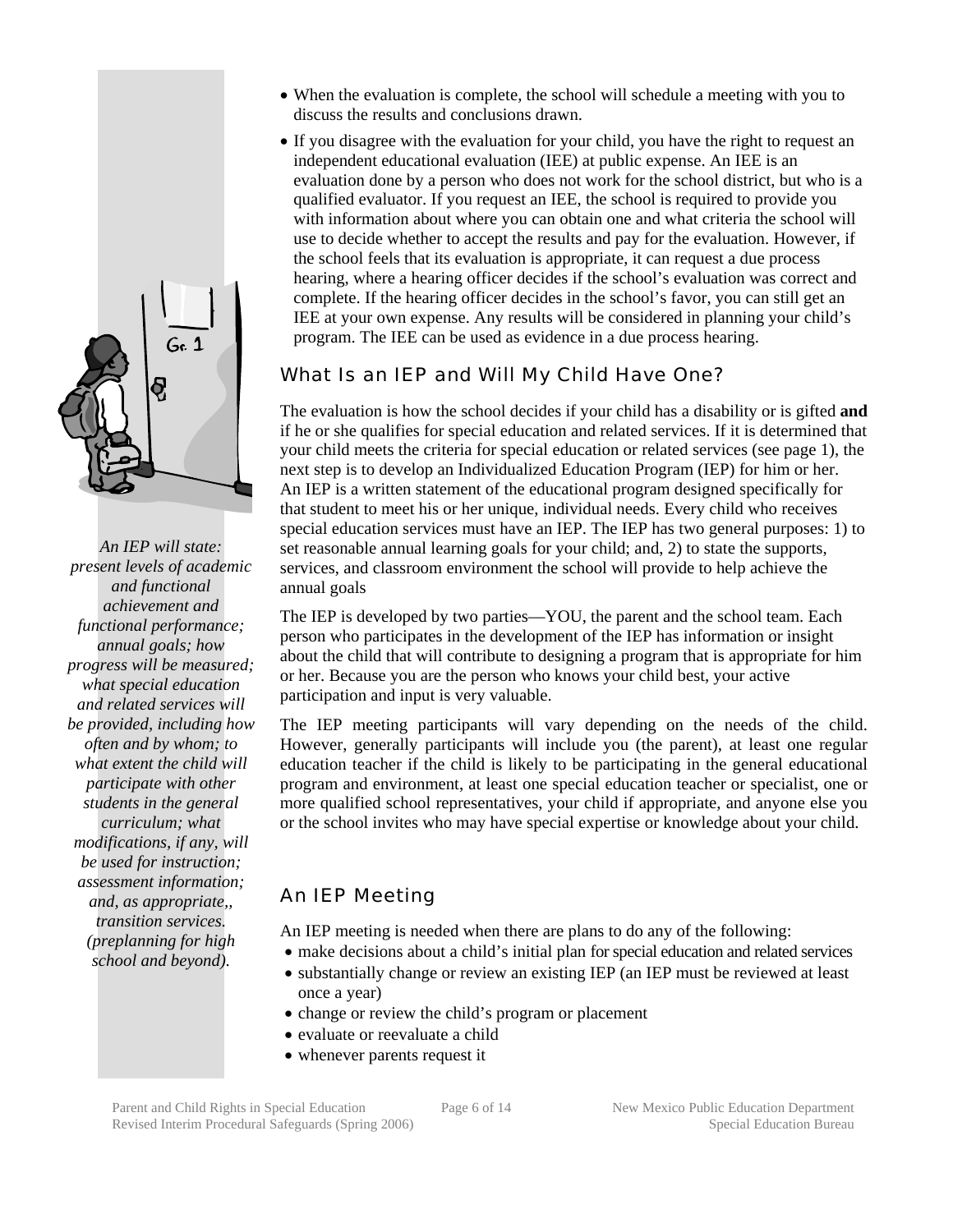- When the evaluation is complete, the school will schedule a meeting with you to discuss the results and conclusions drawn.
- If you disagree with the evaluation for your child, you have the right to request an independent educational evaluation (IEE) at public expense. An IEE is an evaluation done by a person who does not work for the school district, but who is a qualified evaluator. If you request an IEE, the school is required to provide you with information about where you can obtain one and what criteria the school will use to decide whether to accept the results and pay for the evaluation. However, if the school feels that its evaluation is appropriate, it can request a due process hearing, where a hearing officer decides if the school's evaluation was correct and complete. If the hearing officer decides in the school's favor, you can still get an IEE at your own expense. Any results will be considered in planning your child's program. The IEE can be used as evidence in a due process hearing.

## What Is an IEP and Will My Child Have One?

The evaluation is how the school decides if your child has a disability or is gifted **and** if he or she qualifies for special education and related services. If it is determined that your child meets the criteria for special education or related services (see page 1), the next step is to develop an Individualized Education Program (IEP) for him or her. An IEP is a written statement of the educational program designed specifically for that student to meet his or her unique, individual needs. Every child who receives special education services must have an IEP. The IEP has two general purposes: 1) to set reasonable annual learning goals for your child; and, 2) to state the supports, services, and classroom environment the school will provide to help achieve the annual goals

*An IEP will state: present levels of academic and functional achievement and functional performance; annual goals; how progress will be measured; what special education and related services will be provided, including how often and by whom; to what extent the child will participate with other students in the general curriculum; what modifications, if any, will be used for instruction; assessment information; and, as appropriate,, transition services. (preplanning for high school and beyond).*

The IEP is developed by two parties—YOU, the parent and the school team. Each person who participates in the development of the IEP has information or insight about the child that will contribute to designing a program that is appropriate for him or her. Because you are the person who knows your child best, your active participation and input is very valuable.

The IEP meeting participants will vary depending on the needs of the child. However, generally participants will include you (the parent), at least one regular education teacher if the child is likely to be participating in the general educational program and environment, at least one special education teacher or specialist, one or more qualified school representatives, your child if appropriate, and anyone else you or the school invites who may have special expertise or knowledge about your child.

## An IEP Meeting

An IEP meeting is needed when there are plans to do any of the following:

- make decisions about a child's initial plan for special education and related services
- substantially change or review an existing IEP (an IEP must be reviewed at least once a year)
- change or review the child's program or placement
- evaluate or reevaluate a child
- whenever parents request it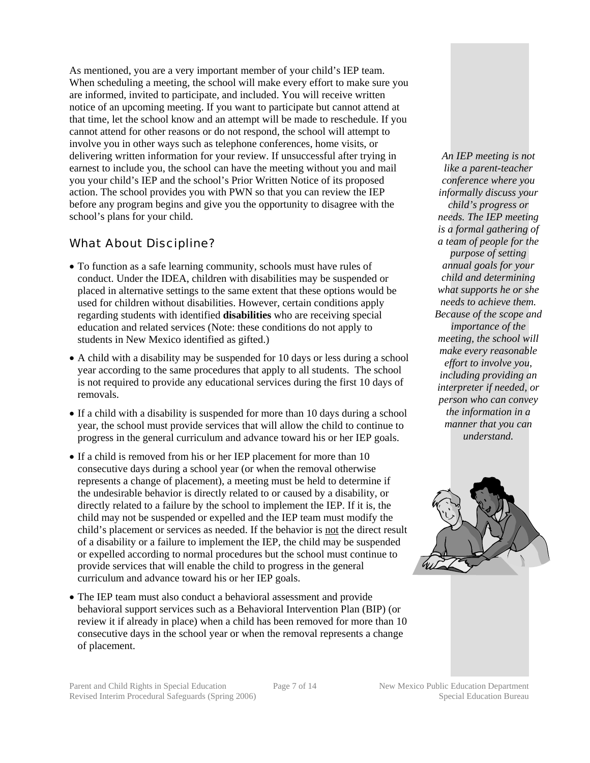As mentioned, you are a very important member of your child's IEP team. When scheduling a meeting, the school will make every effort to make sure you are informed, invited to participate, and included. You will receive written notice of an upcoming meeting. If you want to participate but cannot attend at that time, let the school know and an attempt will be made to reschedule. If you cannot attend for other reasons or do not respond, the school will attempt to involve you in other ways such as telephone conferences, home visits, or delivering written information for your review. If unsuccessful after trying in earnest to include you, the school can have the meeting without you and mail you your child's IEP and the school's Prior Written Notice of its proposed action. The school provides you with PWN so that you can review the IEP before any program begins and give you the opportunity to disagree with the school's plans for your child.

*An IEP meeting is not like a parent-teacher conference where you informally discuss your child's progress or needs. The IEP meeting is a formal gathering of a team of people for the purpose of setting annual goals for your child and determining what supports he or she needs to achieve them. Because of the scope and importance of the meeting, the school will make every reasonable effort to involve you, including providing an interpreter if needed, or person who can convey the information in a manner that you can understand.*

## What About Discipline?

- To function as a safe learning community, schools must have rules of conduct. Under the IDEA, children with disabilities may be suspended or placed in alternative settings to the same extent that these options would be used for children without disabilities. However, certain conditions apply regarding students with identified **disabilities** who are receiving special education and related services (Note: these conditions do not apply to students in New Mexico identified as gifted.)
- A child with a disability may be suspended for 10 days or less during a school year according to the same procedures that apply to all students. The school is not required to provide any educational services during the first 10 days of removals.
- If a child with a disability is suspended for more than 10 days during a school year, the school must provide services that will allow the child to continue to progress in the general curriculum and advance toward his or her IEP goals.
- If a child is removed from his or her IEP placement for more than 10 consecutive days during a school year (or when the removal otherwise represents a change of placement), a meeting must be held to determine if the undesirable behavior is directly related to or caused by a disability, or directly related to a failure by the school to implement the IEP. If it is, the child may not be suspended or expelled and the IEP team must modify the child's placement or services as needed. If the behavior is <u>not</u> the direct result of a disability or a failure to implement the IEP, the child may be suspended or expelled according to normal procedures but the school must continue to provide services that will enable the child to progress in the general curriculum and advance toward his or her IEP goals.
- The IEP team must also conduct a behavioral assessment and provide behavioral support services such as a Behavioral Intervention Plan (BIP) (or review it if already in place) when a child has been removed for more than 10 consecutive days in the school year or when the removal represents a change of placement.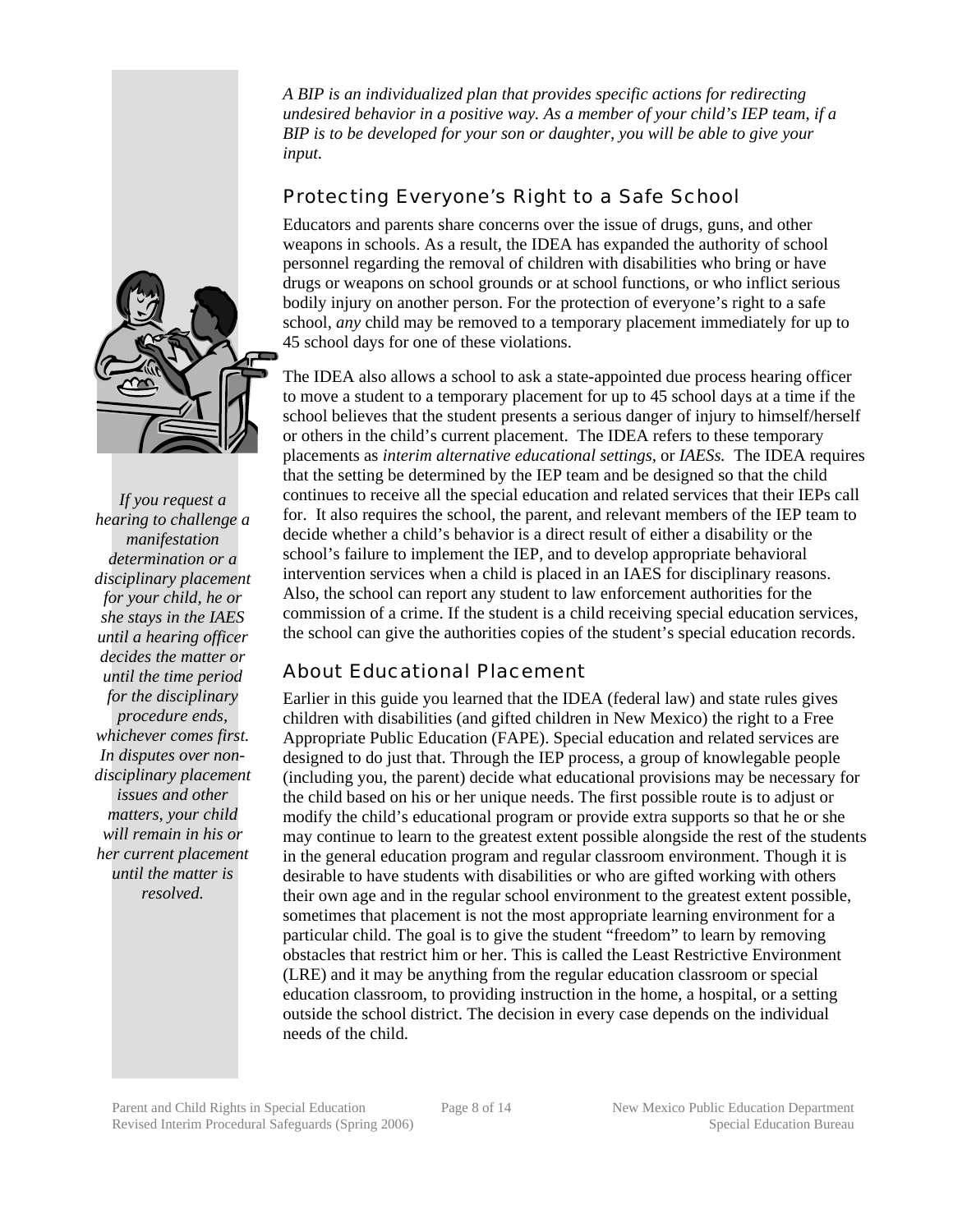*A BIP is an individualized plan that provides specific actions for redirecting undesired behavior in a positive way. As a member of your child's IEP team, if a BIP is to be developed for your son or daughter, you will be able to give your input.*

## Protecting Everyone's Right to a Safe School

Educators and parents share concerns over the issue of drugs, guns, and other weapons in schools. As a result, the IDEA has expanded the authority of school personnel regarding the removal of children with disabilities who bring or have drugs or weapons on school grounds or at school functions, or who inflict serious bodily injury on another person. For the protection of everyone's right to a safe school, *any* child may be removed to a temporary placement immediately for up to 45 school days for one of these violations.

The IDEA also allows a school to ask a state-appointed due process hearing officer to move a student to a temporary placement for up to 45 school days at a time if the school believes that the student presents a serious danger of injury to himself/herself or others in the child's current placement. The IDEA refers to these temporary placements as *interim alternative educational settings*, or *IAESs.* The IDEA requires that the setting be determined by the IEP team and be designed so that the child continues to receive all the special education and related services that their IEPs call for. It also requires the school, the parent, and relevant members of the IEP team to decide whether a child's behavior is a direct result of either a disability or the school's failure to implement the IEP, and to develop appropriate behavioral intervention services when a child is placed in an IAES for disciplinary reasons. Also, the school can report any student to law enforcement authorities for the commission of a crime. If the student is a child receiving special education services, the school can give the authorities copies of the student's special education records.

*If you request a hearing to challenge a manifestation determination or a disciplinary placement for your child, he or she stays in the IAES until a hearing officer decides the matter or until the time period for the disciplinary procedure ends, whichever comes first. In disputes over non-disciplinary placement issues and other matters, your child will remain in his or her current placement until the matter is resolved.*

## About Educational Placement

Earlier in this guide you learned that the IDEA (federal law) and state rules gives children with disabilities (and gifted children in New Mexico) the right to a Free Appropriate Public Education (FAPE). Special education and related services are designed to do just that. Through the IEP process, a group of knowlegable people (including you, the parent) decide what educational provisions may be necessary for the child based on his or her unique needs. The first possible route is to adjust or modify the child's educational program or provide extra supports so that he or she may continue to learn to the greatest extent possible alongside the rest of the students in the general education program and regular classroom environment. Though it is desirable to have students with disabilities or who are gifted working with others their own age and in the regular school environment to the greatest extent possible, sometimes that placement is not the most appropriate learning environment for a particular child. The goal is to give the student "freedom" to learn by removing obstacles that restrict him or her. This is called the Least Restrictive Environment (LRE) and it may be anything from the regular education classroom or special education classroom, to providing instruction in the home, a hospital, or a setting outside the school district. The decision in every case depends on the individual needs of the child.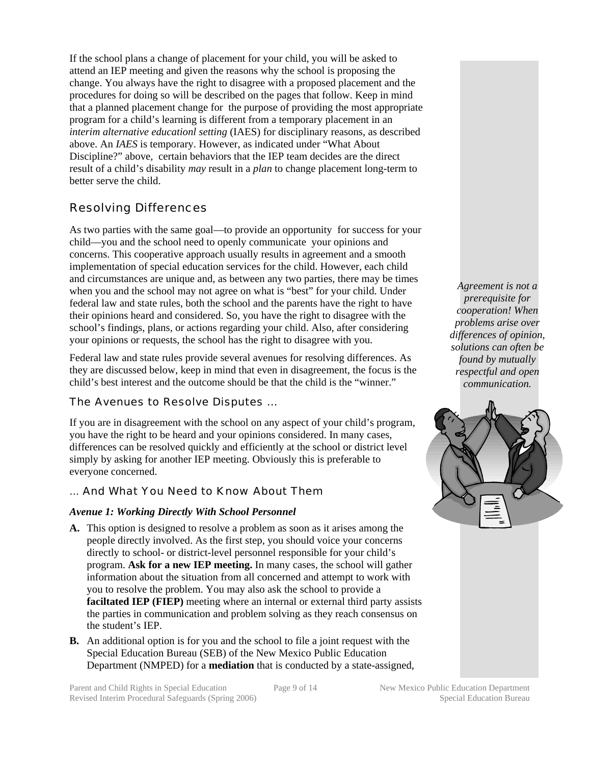If the school plans a change of placement for your child, you will be asked to attend an IEP meeting and given the reasons why the school is proposing the change. You always have the right to disagree with a proposed placement and the procedures for doing so will be described on the pages that follow. Keep in mind that a planned placement change for the purpose of providing the most appropriate program for a child's learning is different from a temporary placement in an *interim alternative educationl setting* (IAES) for disciplinary reasons, as described above. An *IAES* is temporary. However, as indicated under "What About Discipline?" above, certain behaviors that the IEP team decides are the direct result of a child's disability *may* result in a *plan* to change placement long-term to better serve the child.

## Resolving Differences

As two parties with the same goal—to provide an opportunity for success for your child—you and the school need to openly communicate your opinions and concerns. This cooperative approach usually results in agreement and a smooth implementation of special education services for the child. However, each child and circumstances are unique and, as between any two parties, there may be times when you and the school may not agree on what is "best" for your child. Under federal law and state rules, both the school and the parents have the right to have their opinions heard and considered. So, you have the right to disagree with the school's findings, plans, or actions regarding your child. Also, after considering your opinions or requests, the school has the right to disagree with you.

*Agreement is not a prerequisite for cooperation! When problems arise over differences of opinion, solutions can often be found by mutually respectful and open communication.*

Federal law and state rules provide several avenues for resolving differences. As they are discussed below, keep in mind that even in disagreement, the focus is the child's best interest and the outcome should be that the child is the "winner."

### The Avenues to Resolve Disputes …

If you are in disagreement with the school on any aspect of your child's program, you have the right to be heard and your opinions considered. In many cases, differences can be resolved quickly and efficiently at the school or district level simply by asking for another IEP meeting. Obviously this is preferable to everyone concerned.

### … And What You Need to Know About Them

***Avenue 1: Working Directly With School Personnel***

**A.** This option is designed to resolve a problem as soon as it arises among the people directly involved. As the first step, you should voice your concerns directly to school- or district-level personnel responsible for your child's program. **Ask for a new IEP meeting.** In many cases, the school will gather information about the situation from all concerned and attempt to work with you to resolve the problem. You may also ask the school to provide a **faciltated IEP (FIEP)** meeting where an internal or external third party assists the parties in communication and problem solving as they reach consensus on the student's IEP.

**B.** An additional option is for you and the school to file a joint request with the Special Education Bureau (SEB) of the New Mexico Public Education Department (NMPED) for a **mediation** that is conducted by a state-assigned,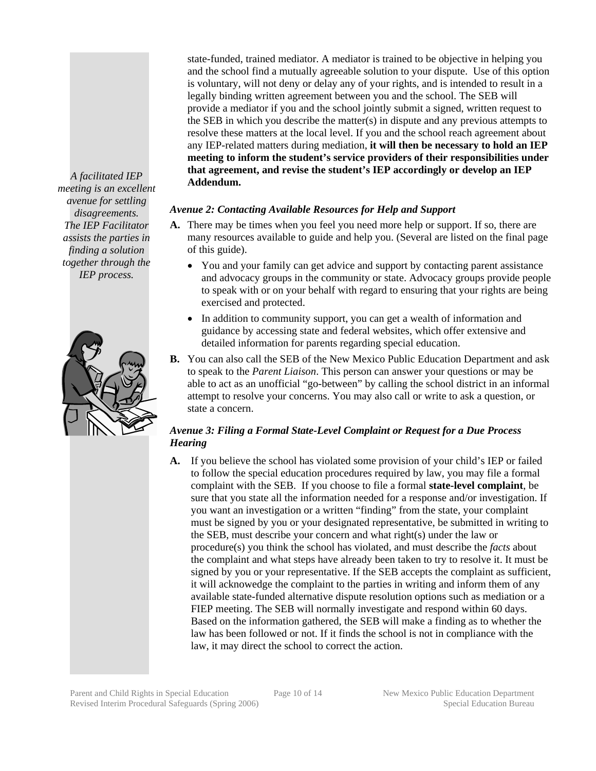state-funded, trained mediator. A mediator is trained to be objective in helping you and the school find a mutually agreeable solution to your dispute. Use of this option is voluntary, will not deny or delay any of your rights, and is intended to result in a legally binding written agreement between you and the school. The SEB will provide a mediator if you and the school jointly submit a signed, written request to the SEB in which you describe the matter(s) in dispute and any previous attempts to resolve these matters at the local level. If you and the school reach agreement about any IEP-related matters during mediation, **it will then be necessary to hold an IEP meeting to inform the student's service providers of their responsibilities under that agreement, and revise the student's IEP accordingly or develop an IEP Addendum.**

*A facilitated IEP meeting is an excellent avenue for settling disagreements. The IEP Facilitator assists the parties in finding a solution together through the IEP process.*

***Avenue 2: Contacting Available Resources for Help and Support***

**A.** There may be times when you feel you need more help or support. If so, there are many resources available to guide and help you. (Several are listed on the final page of this guide).

- You and your family can get advice and support by contacting parent assistance and advocacy groups in the community or state. Advocacy groups provide people to speak with or on your behalf with regard to ensuring that your rights are being exercised and protected.
- In addition to community support, you can get a wealth of information and guidance by accessing state and federal websites, which offer extensive and detailed information for parents regarding special education.

**B.** You can also call the SEB of the New Mexico Public Education Department and ask to speak to the *Parent Liaison*. This person can answer your questions or may be able to act as an unofficial "go-between" by calling the school district in an informal attempt to resolve your concerns. You may also call or write to ask a question, or state a concern.

***Avenue 3: Filing a Formal State-Level Complaint or Request for a Due Process Hearing***

**A.** If you believe the school has violated some provision of your child's IEP or failed to follow the special education procedures required by law, you may file a formal complaint with the SEB. If you choose to file a formal **state-level complaint**, be sure that you state all the information needed for a response and/or investigation. If you want an investigation or a written "finding" from the state, your complaint must be signed by you or your designated representative, be submitted in writing to the SEB, must describe your concern and what right(s) under the law or procedure(s) you think the school has violated, and must describe the *facts* about the complaint and what steps have already been taken to try to resolve it. It must be signed by you or your representative. If the SEB accepts the complaint as sufficient, it will acknowedge the complaint to the parties in writing and inform them of any available state-funded alternative dispute resolution options such as mediation or a FIEP meeting. The SEB will normally investigate and respond within 60 days. Based on the information gathered, the SEB will make a finding as to whether the law has been followed or not. If it finds the school is not in compliance with the law, it may direct the school to correct the action.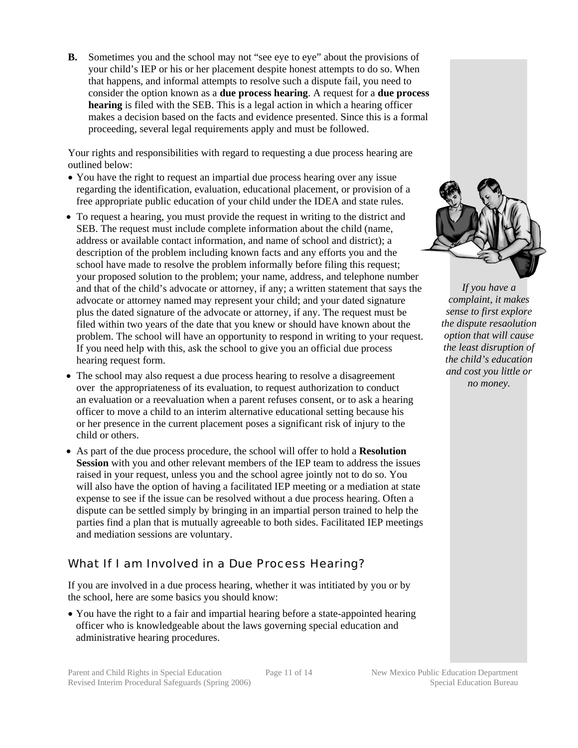**B.** Sometimes you and the school may not "see eye to eye" about the provisions of your child's IEP or his or her placement despite honest attempts to do so. When that happens, and informal attempts to resolve such a dispute fail, you need to consider the option known as a **due process hearing**. A request for a **due process hearing** is filed with the SEB. This is a legal action in which a hearing officer makes a decision based on the facts and evidence presented. Since this is a formal proceeding, several legal requirements apply and must be followed.

Your rights and responsibilities with regard to requesting a due process hearing are outlined below:

- You have the right to request an impartial due process hearing over any issue regarding the identification, evaluation, educational placement, or provision of a free appropriate public education of your child under the IDEA and state rules.
- To request a hearing, you must provide the request in writing to the district and SEB. The request must include complete information about the child (name, address or available contact information, and name of school and district); a description of the problem including known facts and any efforts you and the school have made to resolve the problem informally before filing this request; your proposed solution to the problem; your name, address, and telephone number and that of the child's advocate or attorney, if any; a written statement that says the advocate or attorney named may represent your child; and your dated signature plus the dated signature of the advocate or attorney, if any. The request must be filed within two years of the date that you knew or should have known about the problem. The school will have an opportunity to respond in writing to your request. If you need help with this, ask the school to give you an official due process hearing request form.
- The school may also request a due process hearing to resolve a disagreement over the appropriateness of its evaluation, to request authorization to conduct an evaluation or a reevaluation when a parent refuses consent, or to ask a hearing officer to move a child to an interim alternative educational setting because his or her presence in the current placement poses a significant risk of injury to the child or others.
- As part of the due process procedure, the school will offer to hold a **Resolution Session** with you and other relevant members of the IEP team to address the issues raised in your request, unless you and the school agree jointly not to do so. You will also have the option of having a facilitated IEP meeting or a mediation at state expense to see if the issue can be resolved without a due process hearing. Often a dispute can be settled simply by bringing in an impartial person trained to help the parties find a plan that is mutually agreeable to both sides. Facilitated IEP meetings and mediation sessions are voluntary.

*If you have a complaint, it makes sense to first explore the dispute resaolution option that will cause the least disruption of the child's education and cost you little or no money.*

## What If I am Involved in a Due Process Hearing?

If you are involved in a due process hearing, whether it was intitiated by you or by the school, here are some basics you should know:

- You have the right to a fair and impartial hearing before a state-appointed hearing officer who is knowledgeable about the laws governing special education and administrative hearing procedures.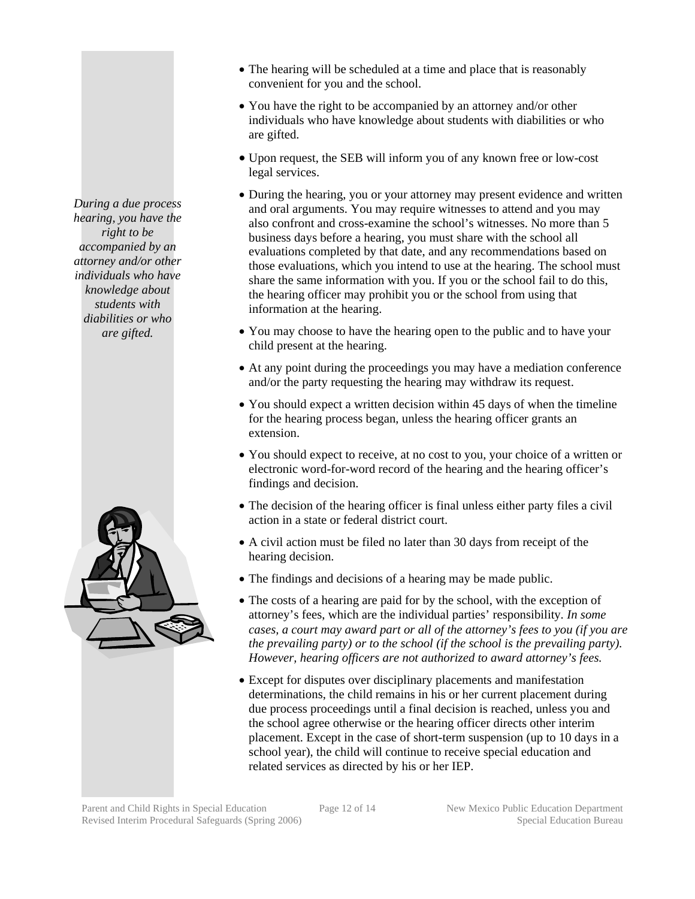*During a due process hearing, you have the right to be accompanied by an attorney and/or other individuals who have knowledge about students with diabilities or who are gifted.*

- The hearing will be scheduled at a time and place that is reasonably convenient for you and the school.
- You have the right to be accompanied by an attorney and/or other individuals who have knowledge about students with diabilities or who are gifted.
- Upon request, the SEB will inform you of any known free or low-cost legal services.
- During the hearing, you or your attorney may present evidence and written and oral arguments. You may require witnesses to attend and you may also confront and cross-examine the school's witnesses. No more than 5 business days before a hearing, you must share with the school all evaluations completed by that date, and any recommendations based on those evaluations, which you intend to use at the hearing. The school must share the same information with you. If you or the school fail to do this, the hearing officer may prohibit you or the school from using that information at the hearing.
- You may choose to have the hearing open to the public and to have your child present at the hearing.
- At any point during the proceedings you may have a mediation conference and/or the party requesting the hearing may withdraw its request.
- You should expect a written decision within 45 days of when the timeline for the hearing process began, unless the hearing officer grants an extension.
- You should expect to receive, at no cost to you, your choice of a written or electronic word-for-word record of the hearing and the hearing officer's findings and decision.
- The decision of the hearing officer is final unless either party files a civil action in a state or federal district court.
- A civil action must be filed no later than 30 days from receipt of the hearing decision.
- The findings and decisions of a hearing may be made public.
- The costs of a hearing are paid for by the school, with the exception of attorney's fees, which are the individual parties' responsibility. *In some cases, a court may award part or all of the attorney's fees to you (if you are the prevailing party) or to the school (if the school is the prevailing party). However, hearing officers are not authorized to award attorney's fees.*
- Except for disputes over disciplinary placements and manifestation determinations, the child remains in his or her current placement during due process proceedings until a final decision is reached, unless you and the school agree otherwise or the hearing officer directs other interim placement. Except in the case of short-term suspension (up to 10 days in a school year), the child will continue to receive special education and related services as directed by his or her IEP.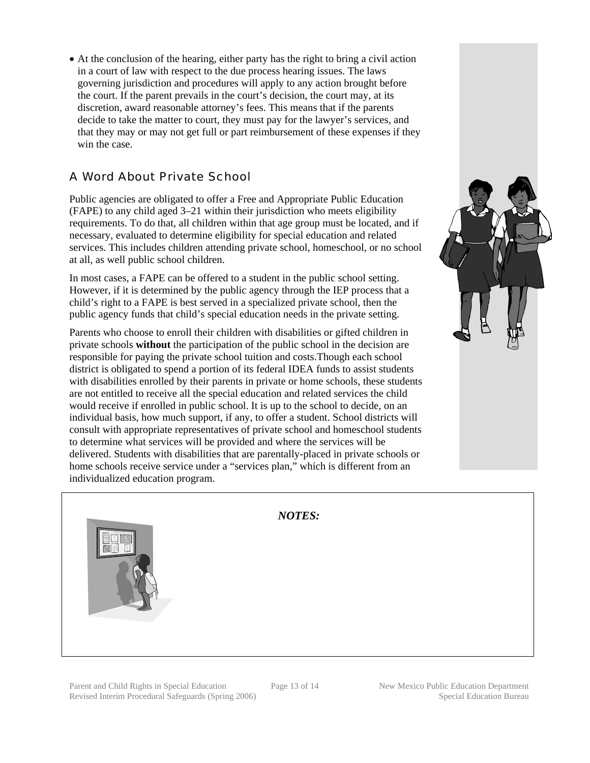- At the conclusion of the hearing, either party has the right to bring a civil action in a court of law with respect to the due process hearing issues. The laws governing jurisdiction and procedures will apply to any action brought before the court. If the parent prevails in the court's decision, the court may, at its discretion, award reasonable attorney's fees. This means that if the parents decide to take the matter to court, they must pay for the lawyer's services, and that they may or may not get full or part reimbursement of these expenses if they win the case.

## A Word About Private School

Public agencies are obligated to offer a Free and Appropriate Public Education (FAPE) to any child aged 3–21 within their jurisdiction who meets eligibility requirements. To do that, all children within that age group must be located, and if necessary, evaluated to determine eligibility for special education and related services. This includes children attending private school, homeschool, or no school at all, as well public school children.

In most cases, a FAPE can be offered to a student in the public school setting. However, if it is determined by the public agency through the IEP process that a child's right to a FAPE is best served in a specialized private school, then the public agency funds that child's special education needs in the private setting.

Parents who choose to enroll their children with disabilities or gifted children in private schools **without** the participation of the public school in the decision are responsible for paying the private school tuition and costs.Though each school district is obligated to spend a portion of its federal IDEA funds to assist students with disabilities enrolled by their parents in private or home schools, these students are not entitled to receive all the special education and related services the child would receive if enrolled in public school. It is up to the school to decide, on an individual basis, how much support, if any, to offer a student. School districts will consult with appropriate representatives of private school and homeschool students to determine what services will be provided and where the services will be delivered. Students with disabilities that are parentally-placed in private schools or home schools receive service under a "services plan," which is different from an individualized education program.

***NOTES:***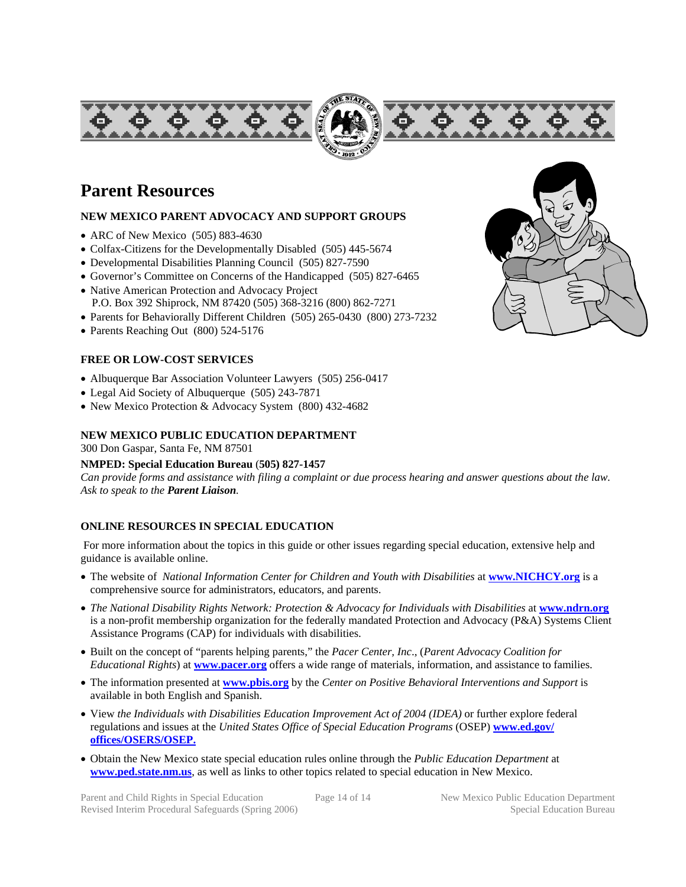# Parent Resources

### NEW MEXICO PARENT ADVOCACY AND SUPPORT GROUPS

- ARC of New Mexico (505) 883-4630
- Colfax-Citizens for the Developmentally Disabled (505) 445-5674
- Developmental Disabilities Planning Council (505) 827-7590
- Governor's Committee on Concerns of the Handicapped (505) 827-6465
- Native American Protection and Advocacy Project
  P.O. Box 392 Shiprock, NM 87420 (505) 368-3216 (800) 862-7271
- Parents for Behaviorally Different Children (505) 265-0430 (800) 273-7232
- Parents Reaching Out (800) 524-5176

### FREE OR LOW-COST SERVICES

- Albuquerque Bar Association Volunteer Lawyers (505) 256-0417
- Legal Aid Society of Albuquerque (505) 243-7871
- New Mexico Protection & Advocacy System (800) 432-4682

### NEW MEXICO PUBLIC EDUCATION DEPARTMENT

300 Don Gaspar, Santa Fe, NM 87501

**NMPED: Special Education Bureau (505) 827-1457**

*Can provide forms and assistance with filing a complaint or due process hearing and answer questions about the law. Ask to speak to the **Parent Liaison**.*

### ONLINE RESOURCES IN SPECIAL EDUCATION

For more information about the topics in this guide or other issues regarding special education, extensive help and guidance is available online.

- The website of *National Information Center for Children and Youth with Disabilities* at **www.NICHCY.org** is a comprehensive source for administrators, educators, and parents.
- *The National Disability Rights Network: Protection & Advocacy for Individuals with Disabilities* at **www.ndrn.org** is a non-profit membership organization for the federally mandated Protection and Advocacy (P&A) Systems Client Assistance Programs (CAP) for individuals with disabilities.
- Built on the concept of "parents helping parents," the *Pacer Center, Inc*., (*Parent Advocacy Coalition for Educational Rights*) at **www.pacer.org** offers a wide range of materials, information, and assistance to families.
- The information presented at **www.pbis.org** by the *Center on Positive Behavioral Interventions and Support* is available in both English and Spanish.
- View *the Individuals with Disabilities Education Improvement Act of 2004 (IDEA)* or further explore federal regulations and issues at the *United States Office of Special Education Programs* (OSEP) **www.ed.gov/offices/OSERS/OSEP.**
- Obtain the New Mexico state special education rules online through the *Public Education Department* at **www.ped.state.nm.us**, as well as links to other topics related to special education in New Mexico.